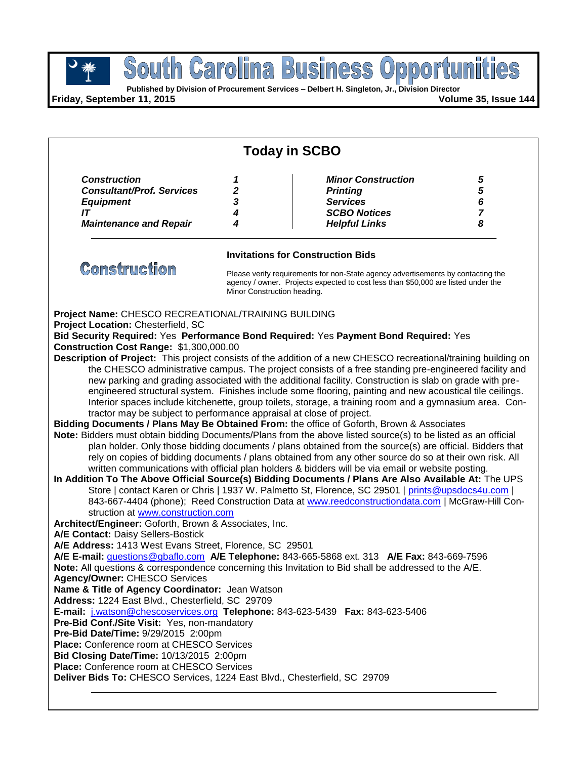# South Carolina Business Opportunities

**Published by Division of Procurement Services – Delbert H. Singleton, Jr., Division Director**

**Friday, September 11, 2015** **Volume 35, Issue 144**

## Today in SCBO

| | | | |
|---|---|---|---|
| ***Construction*** | ***1*** | ***Minor Construction*** | ***5*** |
| ***Consultant/Prof. Services*** | ***2*** | ***Printing*** | ***5*** |
| ***Equipment*** | ***3*** | ***Services*** | ***6*** |
| ***IT*** | ***4*** | ***SCBO Notices*** | ***7*** |
| ***Maintenance and Repair*** | ***4*** | ***Helpful Links*** | ***8*** |

## Construction

### Invitations for Construction Bids

Please verify requirements for non-State agency advertisements by contacting the agency / owner. Projects expected to cost less than $50,000 are listed under the Minor Construction heading.

**Project Name:** CHESCO RECREATIONAL/TRAINING BUILDING
**Project Location:** Chesterfield, SC
**Bid Security Required:** Yes **Performance Bond Required:** Yes **Payment Bond Required:** Yes
**Construction Cost Range:** $1,300,000.00
**Description of Project:** This project consists of the addition of a new CHESCO recreational/training building on the CHESCO administrative campus. The project consists of a free standing pre-engineered facility and new parking and grading associated with the additional facility. Construction is slab on grade with pre-engineered structural system. Finishes include some flooring, painting and new acoustical tile ceilings. Interior spaces include kitchenette, group toilets, storage, a training room and a gymnasium area. Contractor may be subject to performance appraisal at close of project.
**Bidding Documents / Plans May Be Obtained From:** the office of Goforth, Brown & Associates
**Note:** Bidders must obtain bidding Documents/Plans from the above listed source(s) to be listed as an official plan holder. Only those bidding documents / plans obtained from the source(s) are official. Bidders that rely on copies of bidding documents / plans obtained from any other source do so at their own risk. All written communications with official plan holders & bidders will be via email or website posting.
**In Addition To The Above Official Source(s) Bidding Documents / Plans Are Also Available At:** The UPS Store | contact Karen or Chris | 1937 W. Palmetto St, Florence, SC 29501 | prints@upsdocs4u.com | 843-667-4404 (phone); Reed Construction Data at www.reedconstructiondata.com | McGraw-Hill Construction at www.construction.com
**Architect/Engineer:** Goforth, Brown & Associates, Inc.
**A/E Contact:** Daisy Sellers-Bostick
**A/E Address:** 1413 West Evans Street, Florence, SC 29501
**A/E E-mail:** questions@gbaflo.com **A/E Telephone:** 843-665-5868 ext. 313 **A/E Fax:** 843-669-7596
**Note:** All questions & correspondence concerning this Invitation to Bid shall be addressed to the A/E.
**Agency/Owner:** CHESCO Services
**Name & Title of Agency Coordinator:** Jean Watson
**Address:** 1224 East Blvd., Chesterfield, SC 29709
**E-mail:** j.watson@chescoservices.org **Telephone:** 843-623-5439 **Fax:** 843-623-5406
**Pre-Bid Conf./Site Visit:** Yes, non-mandatory
**Pre-Bid Date/Time:** 9/29/2015 2:00pm
**Place:** Conference room at CHESCO Services
**Bid Closing Date/Time:** 10/13/2015 2:00pm
**Place:** Conference room at CHESCO Services
**Deliver Bids To:** CHESCO Services, 1224 East Blvd., Chesterfield, SC 29709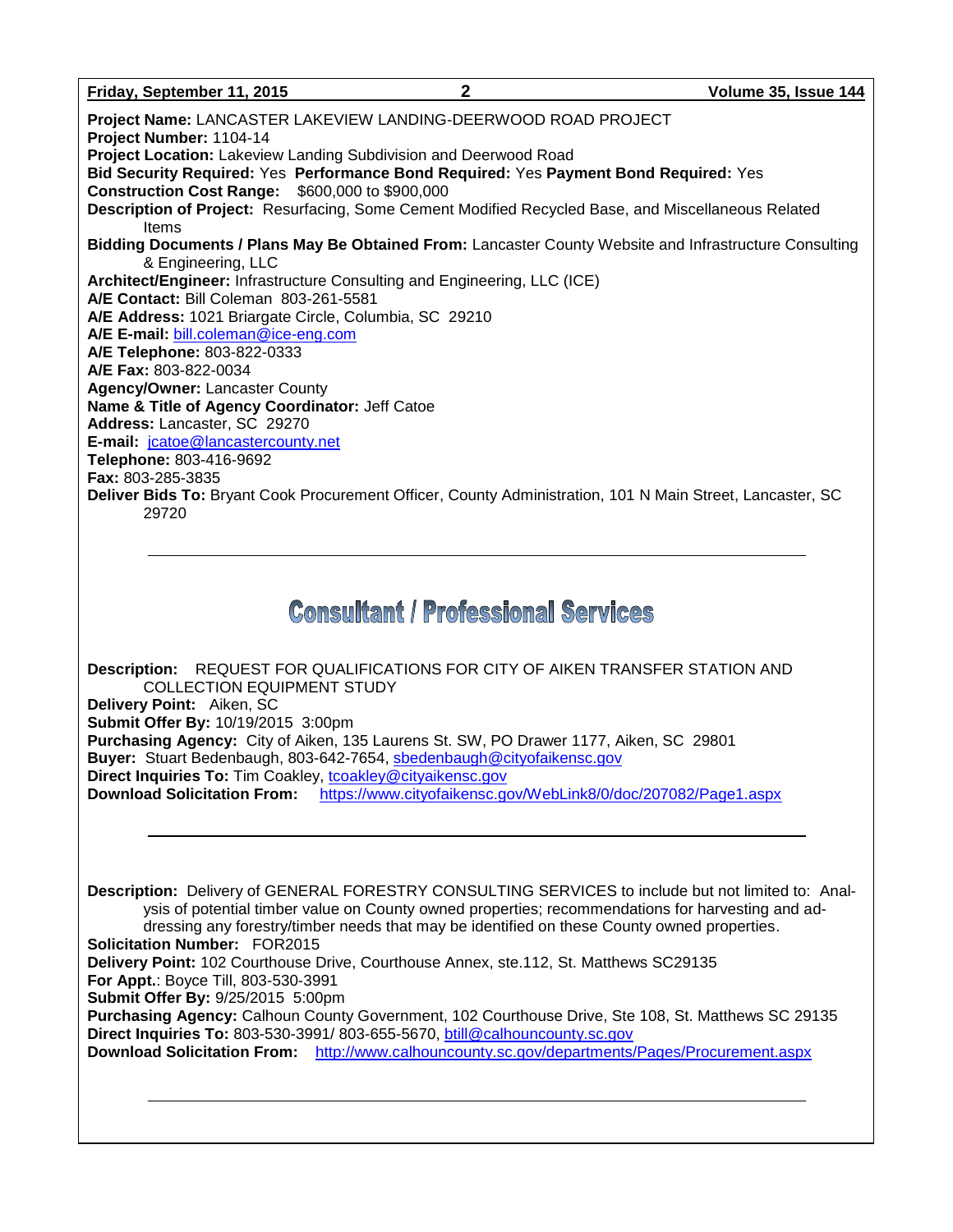**Project Name:** LANCASTER LAKEVIEW LANDING-DEERWOOD ROAD PROJECT
**Project Number:** 1104-14
**Project Location:** Lakeview Landing Subdivision and Deerwood Road
**Bid Security Required:** Yes **Performance Bond Required:** Yes **Payment Bond Required:** Yes
**Construction Cost Range:** $600,000 to $900,000
**Description of Project:** Resurfacing, Some Cement Modified Recycled Base, and Miscellaneous Related Items
**Bidding Documents / Plans May Be Obtained From:** Lancaster County Website and Infrastructure Consulting & Engineering, LLC
**Architect/Engineer:** Infrastructure Consulting and Engineering, LLC (ICE)
**A/E Contact:** Bill Coleman 803-261-5581
**A/E Address:** 1021 Briargate Circle, Columbia, SC 29210
**A/E E-mail:** bill.coleman@ice-eng.com
**A/E Telephone:** 803-822-0333
**A/E Fax:** 803-822-0034
**Agency/Owner:** Lancaster County
**Name & Title of Agency Coordinator:** Jeff Catoe
**Address:** Lancaster, SC 29270
**E-mail:** jcatoe@lancastercounty.net
**Telephone:** 803-416-9692
**Fax:** 803-285-3835
**Deliver Bids To:** Bryant Cook Procurement Officer, County Administration, 101 N Main Street, Lancaster, SC 29720

---

# Consultant / Professional Services

**Description:** REQUEST FOR QUALIFICATIONS FOR CITY OF AIKEN TRANSFER STATION AND COLLECTION EQUIPMENT STUDY
**Delivery Point:** Aiken, SC
**Submit Offer By:** 10/19/2015 3:00pm
**Purchasing Agency:** City of Aiken, 135 Laurens St. SW, PO Drawer 1177, Aiken, SC 29801
**Buyer:** Stuart Bedenbaugh, 803-642-7654, sbedenbaugh@cityofaikensc.gov
**Direct Inquiries To:** Tim Coakley, tcoakley@cityaikensc.gov
**Download Solicitation From:** https://www.cityofaikensc.gov/WebLink8/0/doc/207082/Page1.aspx

---

**Description:** Delivery of GENERAL FORESTRY CONSULTING SERVICES to include but not limited to: Analysis of potential timber value on County owned properties; recommendations for harvesting and addressing any forestry/timber needs that may be identified on these County owned properties.
**Solicitation Number:** FOR2015
**Delivery Point:** 102 Courthouse Drive, Courthouse Annex, ste.112, St. Matthews SC29135
**For Appt.**: Boyce Till, 803-530-3991
**Submit Offer By:** 9/25/2015 5:00pm
**Purchasing Agency:** Calhoun County Government, 102 Courthouse Drive, Ste 108, St. Matthews SC 29135
**Direct Inquiries To:** 803-530-3991/ 803-655-5670, btill@calhouncounty.sc.gov
**Download Solicitation From:** http://www.calhouncounty.sc.gov/departments/Pages/Procurement.aspx

---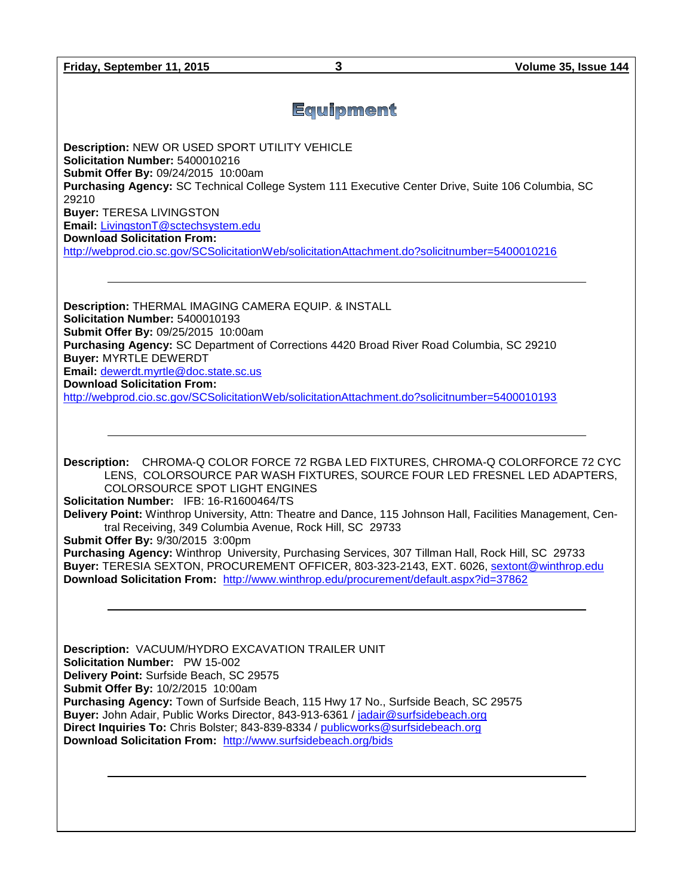# Equipment

**Description:** NEW OR USED SPORT UTILITY VEHICLE
**Solicitation Number:** 5400010216
**Submit Offer By:** 09/24/2015 10:00am
**Purchasing Agency:** SC Technical College System 111 Executive Center Drive, Suite 106 Columbia, SC 29210
**Buyer:** TERESA LIVINGSTON
**Email:** LivingstonT@sctechsystem.edu
**Download Solicitation From:**
http://webprod.cio.sc.gov/SCSolicitationWeb/solicitationAttachment.do?solicitnumber=5400010216

---

**Description:** THERMAL IMAGING CAMERA EQUIP. & INSTALL
**Solicitation Number:** 5400010193
**Submit Offer By:** 09/25/2015 10:00am
**Purchasing Agency:** SC Department of Corrections 4420 Broad River Road Columbia, SC 29210
**Buyer:** MYRTLE DEWERDT
**Email:** dewerdt.myrtle@doc.state.sc.us
**Download Solicitation From:**
http://webprod.cio.sc.gov/SCSolicitationWeb/solicitationAttachment.do?solicitnumber=5400010193

---

**Description:** CHROMA-Q COLOR FORCE 72 RGBA LED FIXTURES, CHROMA-Q COLORFORCE 72 CYC LENS, COLORSOURCE PAR WASH FIXTURES, SOURCE FOUR LED FRESNEL LED ADAPTERS, COLORSOURCE SPOT LIGHT ENGINES
**Solicitation Number:** IFB: 16-R1600464/TS
**Delivery Point:** Winthrop University, Attn: Theatre and Dance, 115 Johnson Hall, Facilities Management, Central Receiving, 349 Columbia Avenue, Rock Hill, SC 29733
**Submit Offer By:** 9/30/2015 3:00pm
**Purchasing Agency:** Winthrop University, Purchasing Services, 307 Tillman Hall, Rock Hill, SC 29733
**Buyer:** TERESIA SEXTON, PROCUREMENT OFFICER, 803-323-2143, EXT. 6026, sextont@winthrop.edu
**Download Solicitation From:** http://www.winthrop.edu/procurement/default.aspx?id=37862

---

**Description:** VACUUM/HYDRO EXCAVATION TRAILER UNIT
**Solicitation Number:** PW 15-002
**Delivery Point:** Surfside Beach, SC 29575
**Submit Offer By:** 10/2/2015 10:00am
**Purchasing Agency:** Town of Surfside Beach, 115 Hwy 17 No., Surfside Beach, SC 29575
**Buyer:** John Adair, Public Works Director, 843-913-6361 / jadair@surfsidebeach.org
**Direct Inquiries To:** Chris Bolster; 843-839-8334 / publicworks@surfsidebeach.org
**Download Solicitation From:** http://www.surfsidebeach.org/bids

---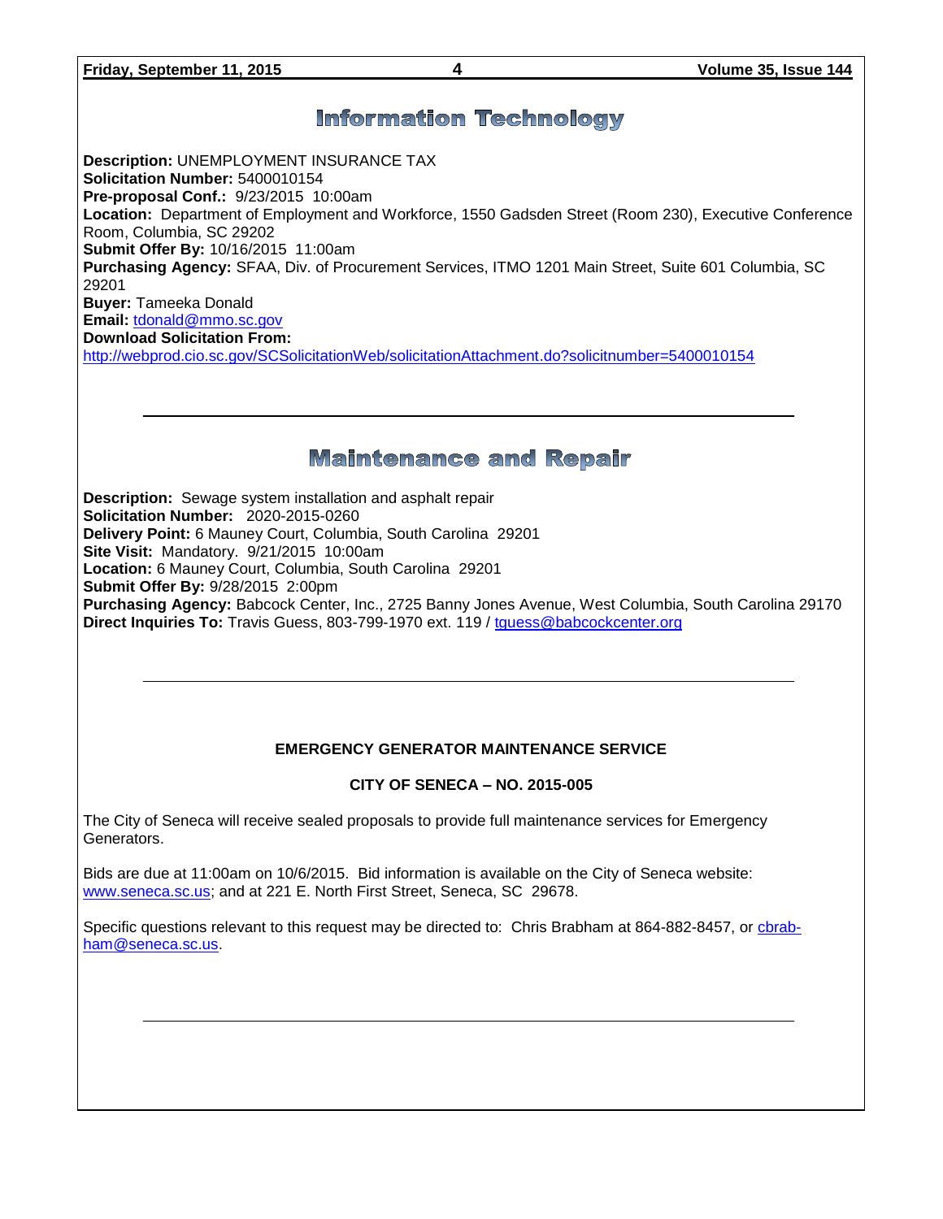# Information Technology

**Description:** UNEMPLOYMENT INSURANCE TAX
**Solicitation Number:** 5400010154
**Pre-proposal Conf.:** 9/23/2015 10:00am
**Location:** Department of Employment and Workforce, 1550 Gadsden Street (Room 230), Executive Conference Room, Columbia, SC 29202
**Submit Offer By:** 10/16/2015 11:00am
**Purchasing Agency:** SFAA, Div. of Procurement Services, ITMO 1201 Main Street, Suite 601 Columbia, SC 29201
**Buyer:** Tameeka Donald
**Email:** tdonald@mmo.sc.gov
**Download Solicitation From:**
http://webprod.cio.sc.gov/SCSolicitationWeb/solicitationAttachment.do?solicitnumber=5400010154

---

# Maintenance and Repair

**Description:** Sewage system installation and asphalt repair
**Solicitation Number:** 2020-2015-0260
**Delivery Point:** 6 Mauney Court, Columbia, South Carolina 29201
**Site Visit:** Mandatory. 9/21/2015 10:00am
**Location:** 6 Mauney Court, Columbia, South Carolina 29201
**Submit Offer By:** 9/28/2015 2:00pm
**Purchasing Agency:** Babcock Center, Inc., 2725 Banny Jones Avenue, West Columbia, South Carolina 29170
**Direct Inquiries To:** Travis Guess, 803-799-1970 ext. 119 / tguess@babcockcenter.org

---

**EMERGENCY GENERATOR MAINTENANCE SERVICE**

**CITY OF SENECA – NO. 2015-005**

The City of Seneca will receive sealed proposals to provide full maintenance services for Emergency Generators.

Bids are due at 11:00am on 10/6/2015. Bid information is available on the City of Seneca website: www.seneca.sc.us; and at 221 E. North First Street, Seneca, SC 29678.

Specific questions relevant to this request may be directed to: Chris Brabham at 864-882-8457, or cbrabham@seneca.sc.us.

---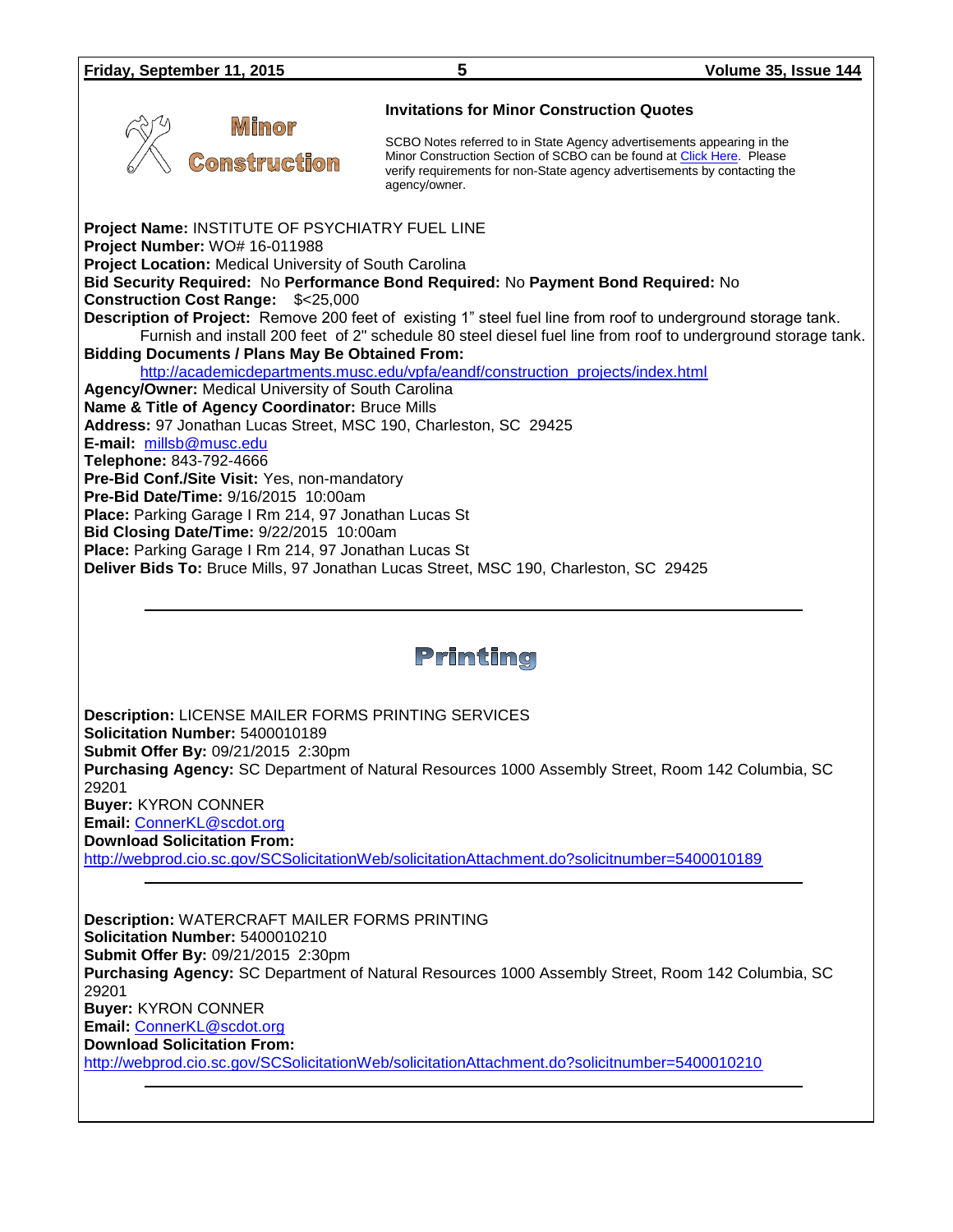# Minor Construction

## Invitations for Minor Construction Quotes

SCBO Notes referred to in State Agency advertisements appearing in the Minor Construction Section of SCBO can be found at Click Here. Please verify requirements for non-State agency advertisements by contacting the agency/owner.

**Project Name:** INSTITUTE OF PSYCHIATRY FUEL LINE
**Project Number:** WO# 16-011988
**Project Location:** Medical University of South Carolina
**Bid Security Required:** No **Performance Bond Required:** No **Payment Bond Required:** No
**Construction Cost Range:** $<25,000
**Description of Project:** Remove 200 feet of existing 1" steel fuel line from roof to underground storage tank. Furnish and install 200 feet of 2" schedule 80 steel diesel fuel line from roof to underground storage tank.
**Bidding Documents / Plans May Be Obtained From:**
http://academicdepartments.musc.edu/vpfa/eandf/construction_projects/index.html
**Agency/Owner:** Medical University of South Carolina
**Name & Title of Agency Coordinator:** Bruce Mills
**Address:** 97 Jonathan Lucas Street, MSC 190, Charleston, SC 29425
**E-mail:** millsb@musc.edu
**Telephone:** 843-792-4666
**Pre-Bid Conf./Site Visit:** Yes, non-mandatory
**Pre-Bid Date/Time:** 9/16/2015 10:00am
**Place:** Parking Garage I Rm 214, 97 Jonathan Lucas St
**Bid Closing Date/Time:** 9/22/2015 10:00am
**Place:** Parking Garage I Rm 214, 97 Jonathan Lucas St
**Deliver Bids To:** Bruce Mills, 97 Jonathan Lucas Street, MSC 190, Charleston, SC 29425

---

# Printing

**Description:** LICENSE MAILER FORMS PRINTING SERVICES
**Solicitation Number:** 5400010189
**Submit Offer By:** 09/21/2015 2:30pm
**Purchasing Agency:** SC Department of Natural Resources 1000 Assembly Street, Room 142 Columbia, SC 29201
**Buyer:** KYRON CONNER
**Email:** ConnerKL@scdot.org
**Download Solicitation From:**
http://webprod.cio.sc.gov/SCSolicitationWeb/solicitationAttachment.do?solicitnumber=5400010189

---

**Description:** WATERCRAFT MAILER FORMS PRINTING
**Solicitation Number:** 5400010210
**Submit Offer By:** 09/21/2015 2:30pm
**Purchasing Agency:** SC Department of Natural Resources 1000 Assembly Street, Room 142 Columbia, SC 29201
**Buyer:** KYRON CONNER
**Email:** ConnerKL@scdot.org
**Download Solicitation From:**
http://webprod.cio.sc.gov/SCSolicitationWeb/solicitationAttachment.do?solicitnumber=5400010210

---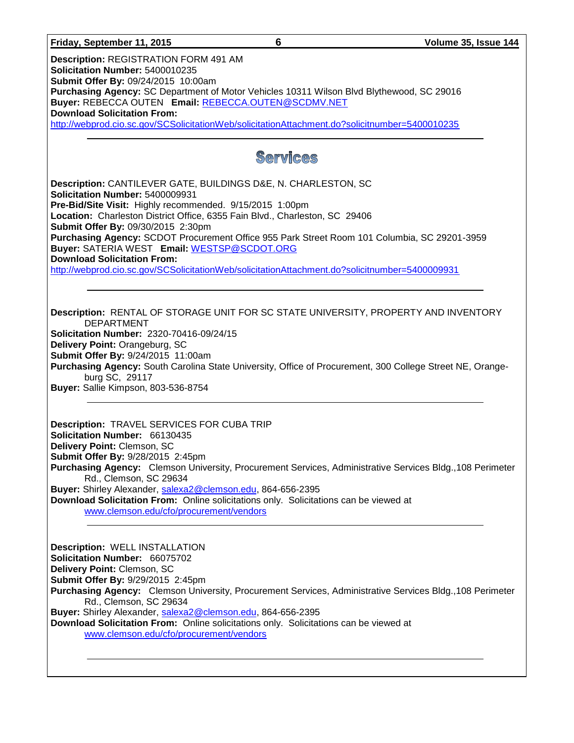**Description:** REGISTRATION FORM 491 AM
**Solicitation Number:** 5400010235
**Submit Offer By:** 09/24/2015 10:00am
**Purchasing Agency:** SC Department of Motor Vehicles 10311 Wilson Blvd Blythewood, SC 29016
**Buyer:** REBECCA OUTEN **Email:** REBECCA.OUTEN@SCDMV.NET
**Download Solicitation From:**
http://webprod.cio.sc.gov/SCSolicitationWeb/solicitationAttachment.do?solicitnumber=5400010235

---

## Services

**Description:** CANTILEVER GATE, BUILDINGS D&E, N. CHARLESTON, SC
**Solicitation Number:** 5400009931
**Pre-Bid/Site Visit:** Highly recommended. 9/15/2015 1:00pm
**Location:** Charleston District Office, 6355 Fain Blvd., Charleston, SC 29406
**Submit Offer By:** 09/30/2015 2:30pm
**Purchasing Agency:** SCDOT Procurement Office 955 Park Street Room 101 Columbia, SC 29201-3959
**Buyer:** SATERIA WEST **Email:** WESTSP@SCDOT.ORG
**Download Solicitation From:**
http://webprod.cio.sc.gov/SCSolicitationWeb/solicitationAttachment.do?solicitnumber=5400009931

---

**Description:** RENTAL OF STORAGE UNIT FOR SC STATE UNIVERSITY, PROPERTY AND INVENTORY DEPARTMENT
**Solicitation Number:** 2320-70416-09/24/15
**Delivery Point:** Orangeburg, SC
**Submit Offer By:** 9/24/2015 11:00am
**Purchasing Agency:** South Carolina State University, Office of Procurement, 300 College Street NE, Orangeburg SC, 29117
**Buyer:** Sallie Kimpson, 803-536-8754

---

**Description:** TRAVEL SERVICES FOR CUBA TRIP
**Solicitation Number:** 66130435
**Delivery Point:** Clemson, SC
**Submit Offer By:** 9/28/2015 2:45pm
**Purchasing Agency:** Clemson University, Procurement Services, Administrative Services Bldg.,108 Perimeter Rd., Clemson, SC 29634
**Buyer:** Shirley Alexander, salexa2@clemson.edu, 864-656-2395
**Download Solicitation From:** Online solicitations only. Solicitations can be viewed at www.clemson.edu/cfo/procurement/vendors

---

**Description:** WELL INSTALLATION
**Solicitation Number:** 66075702
**Delivery Point:** Clemson, SC
**Submit Offer By:** 9/29/2015 2:45pm
**Purchasing Agency:** Clemson University, Procurement Services, Administrative Services Bldg.,108 Perimeter Rd., Clemson, SC 29634
**Buyer:** Shirley Alexander, salexa2@clemson.edu, 864-656-2395
**Download Solicitation From:** Online solicitations only. Solicitations can be viewed at www.clemson.edu/cfo/procurement/vendors

---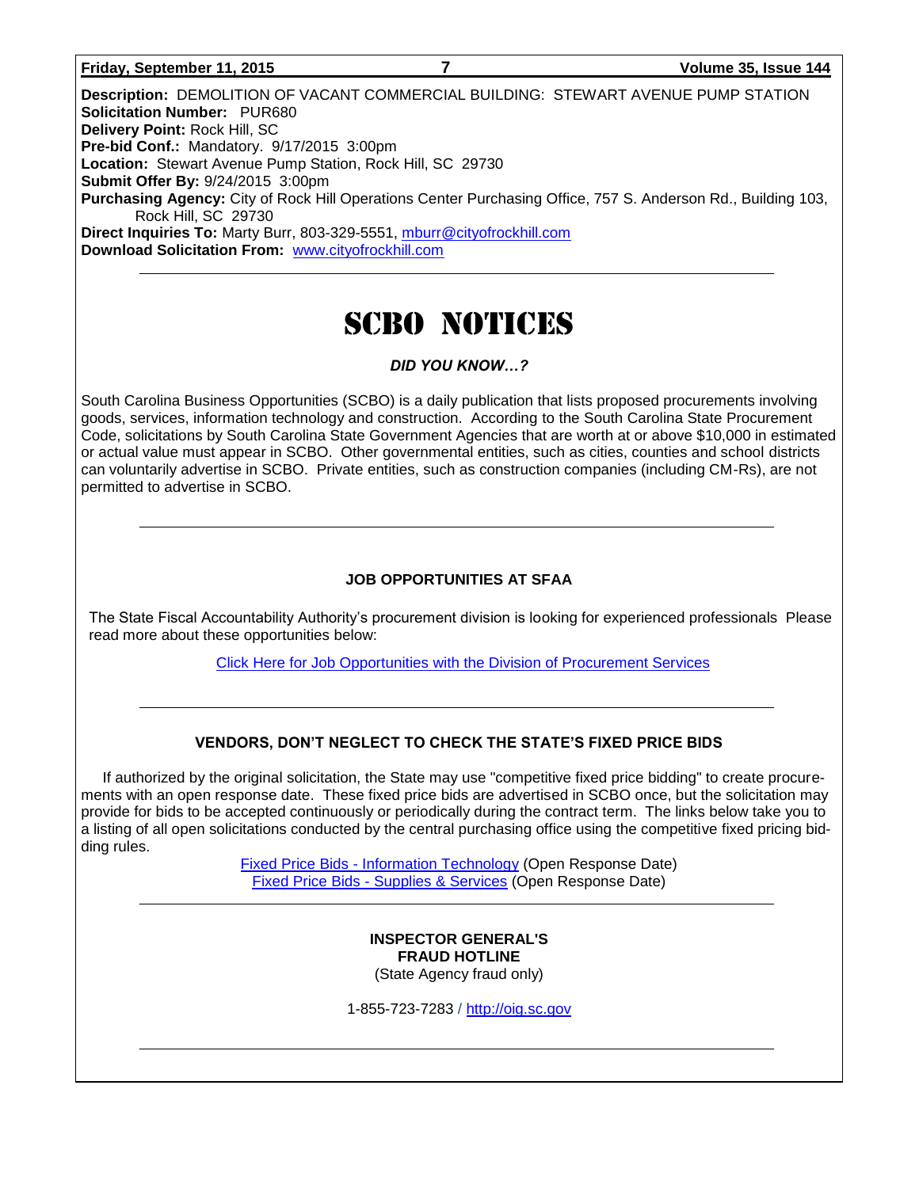**Description:** DEMOLITION OF VACANT COMMERCIAL BUILDING: STEWART AVENUE PUMP STATION
**Solicitation Number:** PUR680
**Delivery Point:** Rock Hill, SC
**Pre-bid Conf.:** Mandatory. 9/17/2015 3:00pm
**Location:** Stewart Avenue Pump Station, Rock Hill, SC 29730
**Submit Offer By:** 9/24/2015 3:00pm
**Purchasing Agency:** City of Rock Hill Operations Center Purchasing Office, 757 S. Anderson Rd., Building 103, Rock Hill, SC 29730
**Direct Inquiries To:** Marty Burr, 803-329-5551, mburr@cityofrockhill.com
**Download Solicitation From:** www.cityofrockhill.com

---

# SCBO NOTICES

***DID YOU KNOW…?***

South Carolina Business Opportunities (SCBO) is a daily publication that lists proposed procurements involving goods, services, information technology and construction. According to the South Carolina State Procurement Code, solicitations by South Carolina State Government Agencies that are worth at or above $10,000 in estimated or actual value must appear in SCBO. Other governmental entities, such as cities, counties and school districts can voluntarily advertise in SCBO. Private entities, such as construction companies (including CM-Rs), are not permitted to advertise in SCBO.

---

**JOB OPPORTUNITIES AT SFAA**

The State Fiscal Accountability Authority's procurement division is looking for experienced professionals Please read more about these opportunities below:

Click Here for Job Opportunities with the Division of Procurement Services

---

**VENDORS, DON'T NEGLECT TO CHECK THE STATE'S FIXED PRICE BIDS**

If authorized by the original solicitation, the State may use "competitive fixed price bidding" to create procurements with an open response date. These fixed price bids are advertised in SCBO once, but the solicitation may provide for bids to be accepted continuously or periodically during the contract term. The links below take you to a listing of all open solicitations conducted by the central purchasing office using the competitive fixed pricing bidding rules.

Fixed Price Bids - Information Technology (Open Response Date)
Fixed Price Bids - Supplies & Services (Open Response Date)

---

**INSPECTOR GENERAL'S**
**FRAUD HOTLINE**
(State Agency fraud only)

1-855-723-7283 / http://oig.sc.gov

---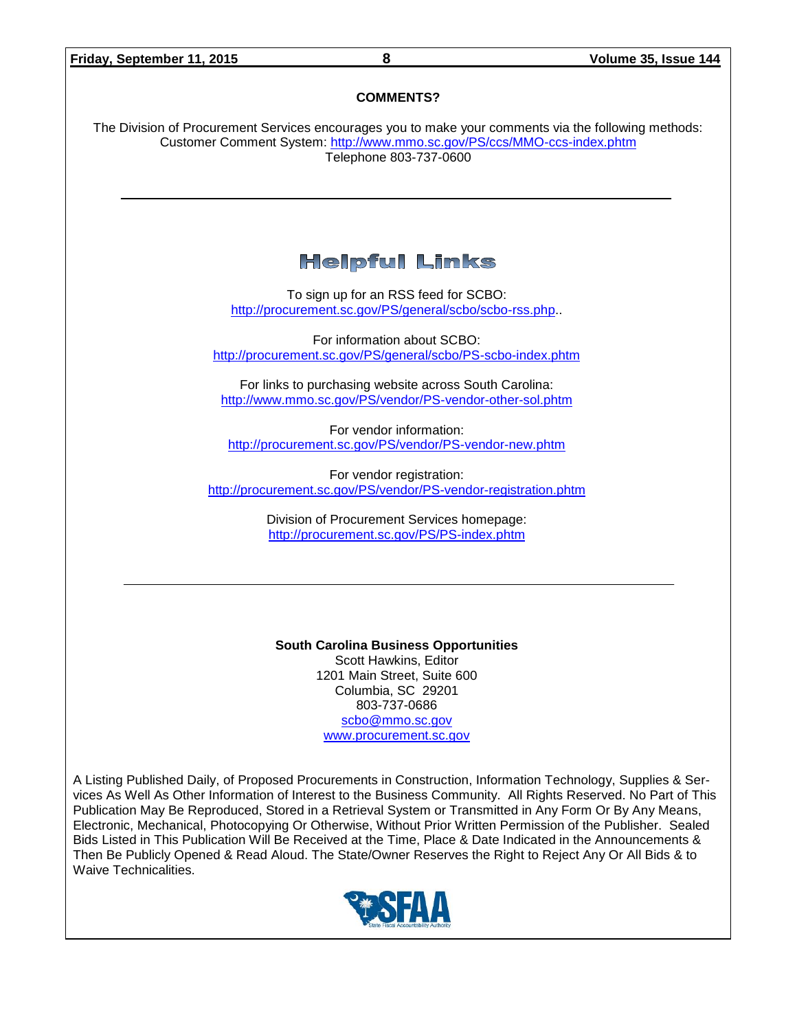## COMMENTS?

The Division of Procurement Services encourages you to make your comments via the following methods:
Customer Comment System: http://www.mmo.sc.gov/PS/ccs/MMO-ccs-index.phtm
Telephone 803-737-0600

---

## Helpful Links

To sign up for an RSS feed for SCBO:
http://procurement.sc.gov/PS/general/scbo/scbo-rss.php..

For information about SCBO:
http://procurement.sc.gov/PS/general/scbo/PS-scbo-index.phtm

For links to purchasing website across South Carolina:
http://www.mmo.sc.gov/PS/vendor/PS-vendor-other-sol.phtm

For vendor information:
http://procurement.sc.gov/PS/vendor/PS-vendor-new.phtm

For vendor registration:
http://procurement.sc.gov/PS/vendor/PS-vendor-registration.phtm

Division of Procurement Services homepage:
http://procurement.sc.gov/PS/PS-index.phtm

---

**South Carolina Business Opportunities**
Scott Hawkins, Editor
1201 Main Street, Suite 600
Columbia, SC 29201
803-737-0686
scbo@mmo.sc.gov
www.procurement.sc.gov

A Listing Published Daily, of Proposed Procurements in Construction, Information Technology, Supplies & Services As Well As Other Information of Interest to the Business Community. All Rights Reserved. No Part of This Publication May Be Reproduced, Stored in a Retrieval System or Transmitted in Any Form Or By Any Means, Electronic, Mechanical, Photocopying Or Otherwise, Without Prior Written Permission of the Publisher. Sealed Bids Listed in This Publication Will Be Received at the Time, Place & Date Indicated in the Announcements & Then Be Publicly Opened & Read Aloud. The State/Owner Reserves the Right to Reject Any Or All Bids & to Waive Technicalities.

SFAA
State Fiscal Accountability Authority